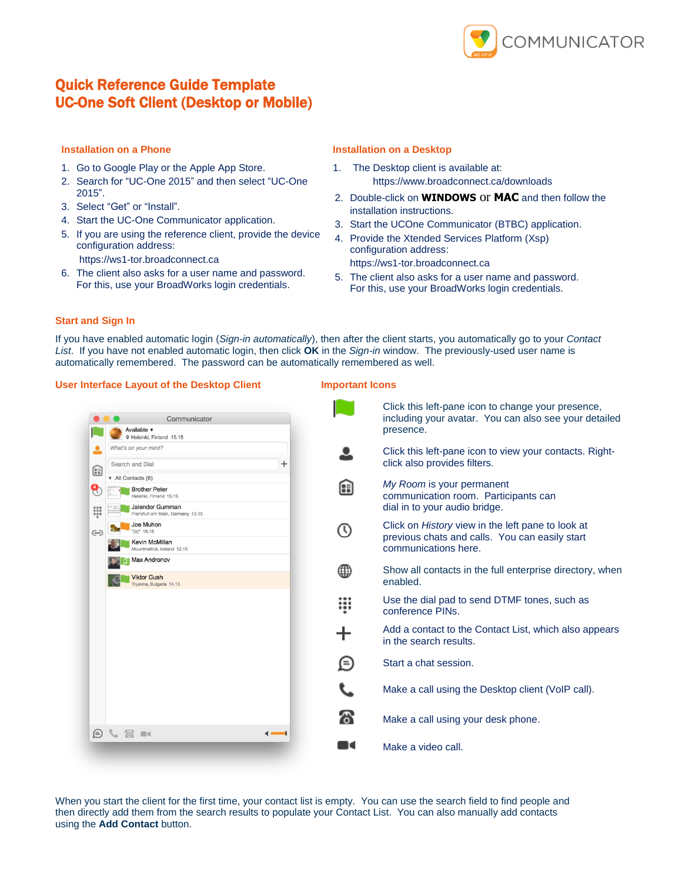# Quick Reference Guide Template
# UC-One Soft Client (Desktop or Mobile)

### Installation on a Phone

1. Go to Google Play or the Apple App Store.
2. Search for “UC-One 2015” and then select “UC-One 2015”.
3. Select “Get” or “Install”.
4. Start the UC-One Communicator application.
5. If you are using the reference client, provide the device configuration address:
   https://ws1-tor.broadconnect.ca
6. The client also asks for a user name and password. For this, use your BroadWorks login credentials.

### Installation on a Desktop

1. The Desktop client is available at:
   https://www.broadconnect.ca/downloads
2. Double-click on **WINDOWS** or **MAC** and then follow the installation instructions.
3. Start the UCOne Communicator (BTBC) application.
4. Provide the Xtended Services Platform (Xsp) configuration address:
   https://ws1-tor.broadconnect.ca
5. The client also asks for a user name and password. For this, use your BroadWorks login credentials.

### Start and Sign In

If you have enabled automatic login (*Sign-in automatically*), then after the client starts, you automatically go to your *Contact List*. If you have not enabled automatic login, then click **OK** in the *Sign-in* window. The previously-used user name is automatically remembered. The password can be automatically remembered as well.

### User Interface Layout of the Desktop Client

### Important Icons

- Click this left-pane icon to change your presence, including your avatar. You can also see your detailed presence.
- Click this left-pane icon to view your contacts. Right-click also provides filters.
- *My Room* is your permanent communication room. Participants can dial in to your audio bridge.
- Click on *History* view in the left pane to look at previous chats and calls. You can easily start communications here.
- Show all contacts in the full enterprise directory, when enabled.
- Use the dial pad to send DTMF tones, such as conference PINs.
- Add a contact to the Contact List, which also appears in the search results.
- Start a chat session.
- Make a call using the Desktop client (VoIP call).
- Make a call using your desk phone.
- Make a video call.

When you start the client for the first time, your contact list is empty. You can use the search field to find people and then directly add them from the search results to populate your Contact List. You can also manually add contacts using the **Add Contact** button.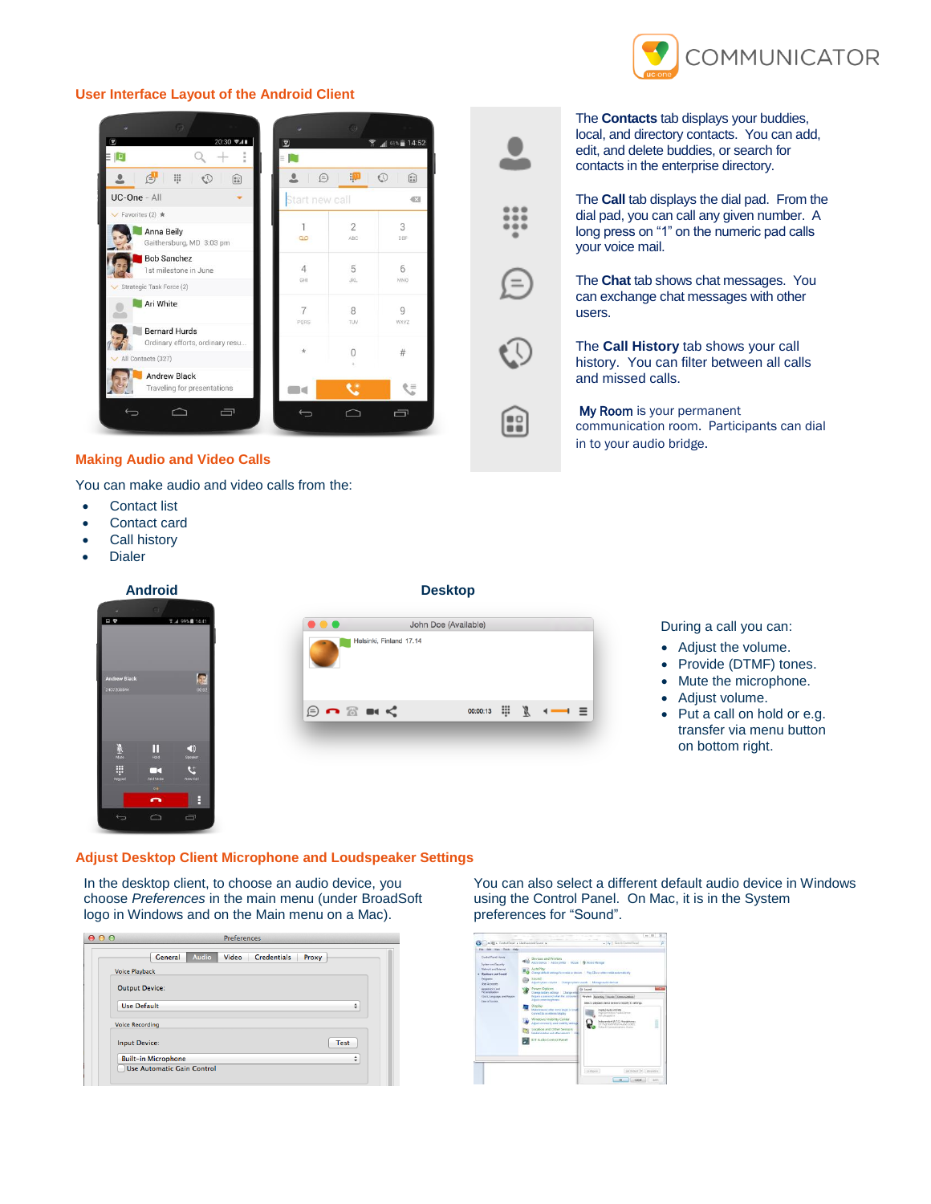## User Interface Layout of the Android Client

The **Contacts** tab displays your buddies, local, and directory contacts. You can add, edit, and delete buddies, or search for contacts in the enterprise directory.

The **Call** tab displays the dial pad. From the dial pad, you can call any given number. A long press on "1" on the numeric pad calls your voice mail.

The **Chat** tab shows chat messages. You can exchange chat messages with other users.

The **Call History** tab shows your call history. You can filter between all calls and missed calls.

**My Room** is your permanent communication room. Participants can dial in to your audio bridge.

## Making Audio and Video Calls

You can make audio and video calls from the:

- Contact list
- Contact card
- Call history
- Dialer

**Android**

**Desktop**

During a call you can:

- Adjust the volume.
- Provide (DTMF) tones.
- Mute the microphone.
- Adjust volume.
- Put a call on hold or e.g. transfer via menu button on bottom right.

## Adjust Desktop Client Microphone and Loudspeaker Settings

In the desktop client, to choose an audio device, you choose *Preferences* in the main menu (under BroadSoft logo in Windows and on the Main menu on a Mac).

You can also select a different default audio device in Windows using the Control Panel. On Mac, it is in the System preferences for "Sound".